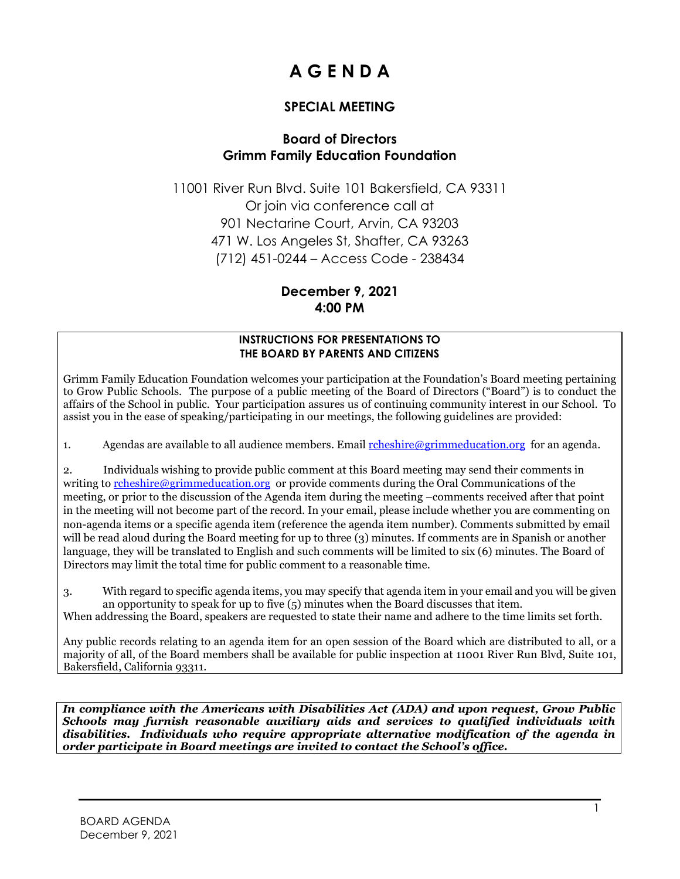# A G E N D A

## SPECIAL MEETING

### Board of Directors
### Grimm Family Education Foundation

11001 River Run Blvd. Suite 101 Bakersfield, CA 93311
Or join via conference call at
901 Nectarine Court, Arvin, CA 93203
471 W. Los Angeles St, Shafter, CA 93263
(712) 451-0244 – Access Code - 238434

**December 9, 2021**
**4:00 PM**

**INSTRUCTIONS FOR PRESENTATIONS TO THE BOARD BY PARENTS AND CITIZENS**

Grimm Family Education Foundation welcomes your participation at the Foundation's Board meeting pertaining to Grow Public Schools. The purpose of a public meeting of the Board of Directors ("Board") is to conduct the affairs of the School in public. Your participation assures us of continuing community interest in our School. To assist you in the ease of speaking/participating in our meetings, the following guidelines are provided:

1. Agendas are available to all audience members. Email rcheshire@grimmeducation.org for an agenda.

2. Individuals wishing to provide public comment at this Board meeting may send their comments in writing to rcheshire@grimmeducation.org or provide comments during the Oral Communications of the meeting, or prior to the discussion of the Agenda item during the meeting –comments received after that point in the meeting will not become part of the record. In your email, please include whether you are commenting on non-agenda items or a specific agenda item (reference the agenda item number). Comments submitted by email will be read aloud during the Board meeting for up to three (3) minutes. If comments are in Spanish or another language, they will be translated to English and such comments will be limited to six (6) minutes. The Board of Directors may limit the total time for public comment to a reasonable time.

3. With regard to specific agenda items, you may specify that agenda item in your email and you will be given an opportunity to speak for up to five (5) minutes when the Board discusses that item.

When addressing the Board, speakers are requested to state their name and adhere to the time limits set forth.

Any public records relating to an agenda item for an open session of the Board which are distributed to all, or a majority of all, of the Board members shall be available for public inspection at 11001 River Run Blvd, Suite 101, Bakersfield, California 93311.

***In compliance with the Americans with Disabilities Act (ADA) and upon request, Grow Public Schools may furnish reasonable auxiliary aids and services to qualified individuals with disabilities. Individuals who require appropriate alternative modification of the agenda in order participate in Board meetings are invited to contact the School's office.***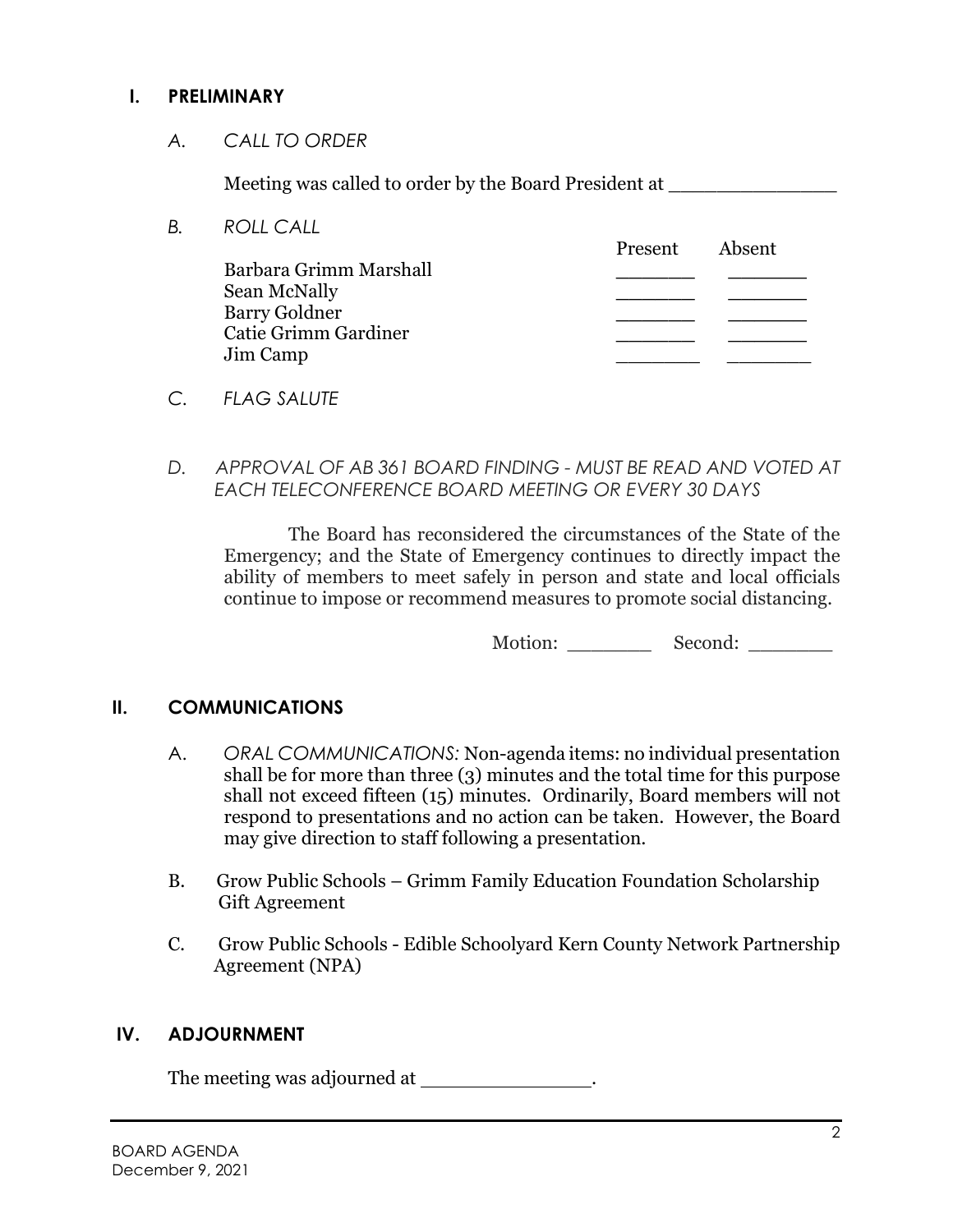## I. PRELIMINARY

### A. *CALL TO ORDER*

Meeting was called to order by the Board President at _______________

### B. *ROLL CALL*

| | Present | Absent |
|---|---|---|
| Barbara Grimm Marshall | _______ | _______ |
| Sean McNally | _______ | _______ |
| Barry Goldner | _______ | _______ |
| Catie Grimm Gardiner | _______ | _______ |
| Jim Camp | _______ | _______ |

### C. *FLAG SALUTE*

### D. *APPROVAL OF AB 361 BOARD FINDING - MUST BE READ AND VOTED AT EACH TELECONFERENCE BOARD MEETING OR EVERY 30 DAYS*

The Board has reconsidered the circumstances of the State of the Emergency; and the State of Emergency continues to directly impact the ability of members to meet safely in person and state and local officials continue to impose or recommend measures to promote social distancing.

Motion: _______ Second: _______

## II. COMMUNICATIONS

A. *ORAL COMMUNICATIONS:* Non-agenda items: no individual presentation shall be for more than three (3) minutes and the total time for this purpose shall not exceed fifteen (15) minutes. Ordinarily, Board members will not respond to presentations and no action can be taken. However, the Board may give direction to staff following a presentation.

B. Grow Public Schools – Grimm Family Education Foundation Scholarship Gift Agreement

C. Grow Public Schools - Edible Schoolyard Kern County Network Partnership Agreement (NPA)

## IV. ADJOURNMENT

The meeting was adjourned at _______________.

BOARD AGENDA
December 9, 2021